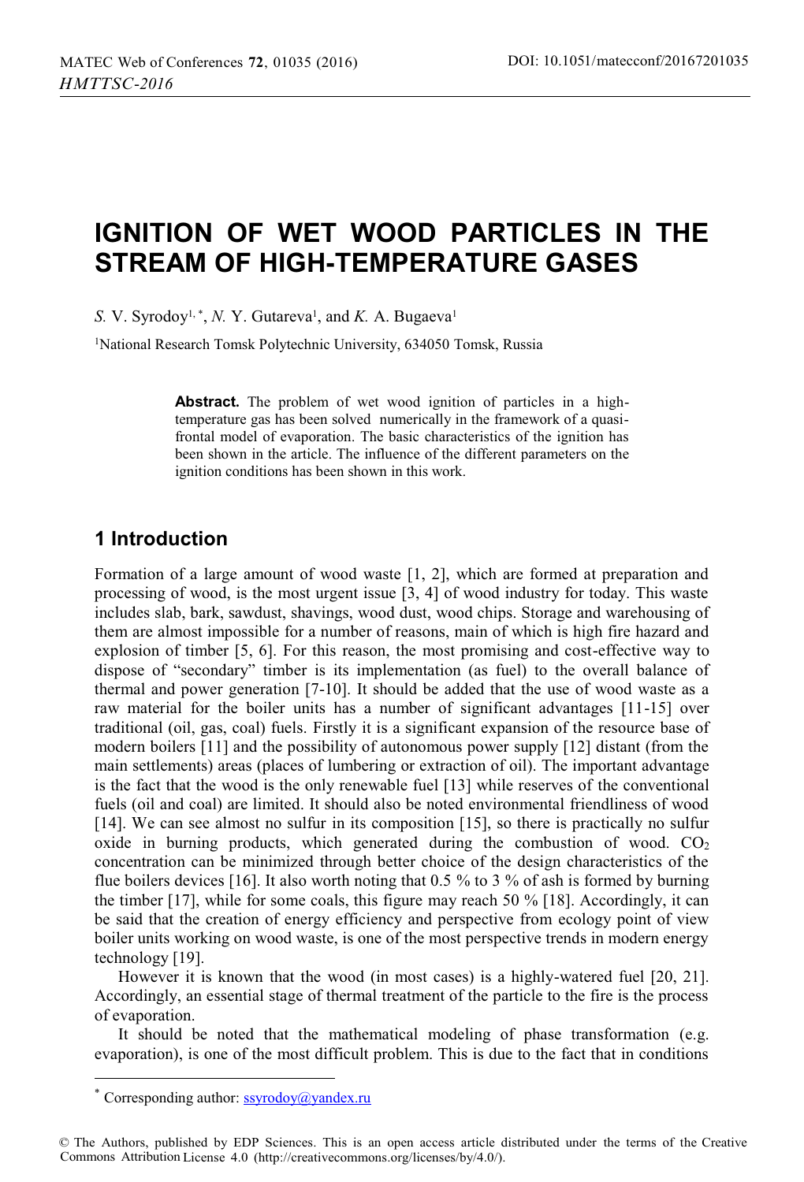# IGNITION OF WET WOOD PARTICLES IN THE STREAM OF HIGH-TEMPERATURE GASES

*S.* V. Syrodoy[1,*], *N.* Y. Gutareva[1], and *K.* A. Bugaeva[1]

[1]National Research Tomsk Polytechnic University, 634050 Tomsk, Russia

> **Abstract.** The problem of wet wood ignition of particles in a high-temperature gas has been solved numerically in the framework of a quasi-frontal model of evaporation. The basic characteristics of the ignition has been shown in the article. The influence of the different parameters on the ignition conditions has been shown in this work.

## 1 Introduction

Formation of a large amount of wood waste [1, 2], which are formed at preparation and processing of wood, is the most urgent issue [3, 4] of wood industry for today. This waste includes slab, bark, sawdust, shavings, wood dust, wood chips. Storage and warehousing of them are almost impossible for a number of reasons, main of which is high fire hazard and explosion of timber [5, 6]. For this reason, the most promising and cost-effective way to dispose of "secondary" timber is its implementation (as fuel) to the overall balance of thermal and power generation [7-10]. It should be added that the use of wood waste as a raw material for the boiler units has a number of significant advantages [11-15] over traditional (oil, gas, coal) fuels. Firstly it is a significant expansion of the resource base of modern boilers [11] and the possibility of autonomous power supply [12] distant (from the main settlements) areas (places of lumbering or extraction of oil). The important advantage is the fact that the wood is the only renewable fuel [13] while reserves of the conventional fuels (oil and coal) are limited. It should also be noted environmental friendliness of wood [14]. We can see almost no sulfur in its composition [15], so there is practically no sulfur oxide in burning products, which generated during the combustion of wood. $CO_2$ concentration can be minimized through better choice of the design characteristics of the flue boilers devices [16]. It also worth noting that 0.5 % to 3 % of ash is formed by burning the timber [17], while for some coals, this figure may reach 50 % [18]. Accordingly, it can be said that the creation of energy efficiency and perspective from ecology point of view boiler units working on wood waste, is one of the most perspective trends in modern energy technology [19].

However it is known that the wood (in most cases) is a highly-watered fuel [20, 21]. Accordingly, an essential stage of thermal treatment of the particle to the fire is the process of evaporation.

It should be noted that the mathematical modeling of phase transformation (e.g. evaporation), is one of the most difficult problem. This is due to the fact that in conditions

---

[*] Corresponding author: ssyrodoy@yandex.ru

© The Authors, published by EDP Sciences. This is an open access article distributed under the terms of the Creative Commons Attribution License 4.0 (http://creativecommons.org/licenses/by/4.0/).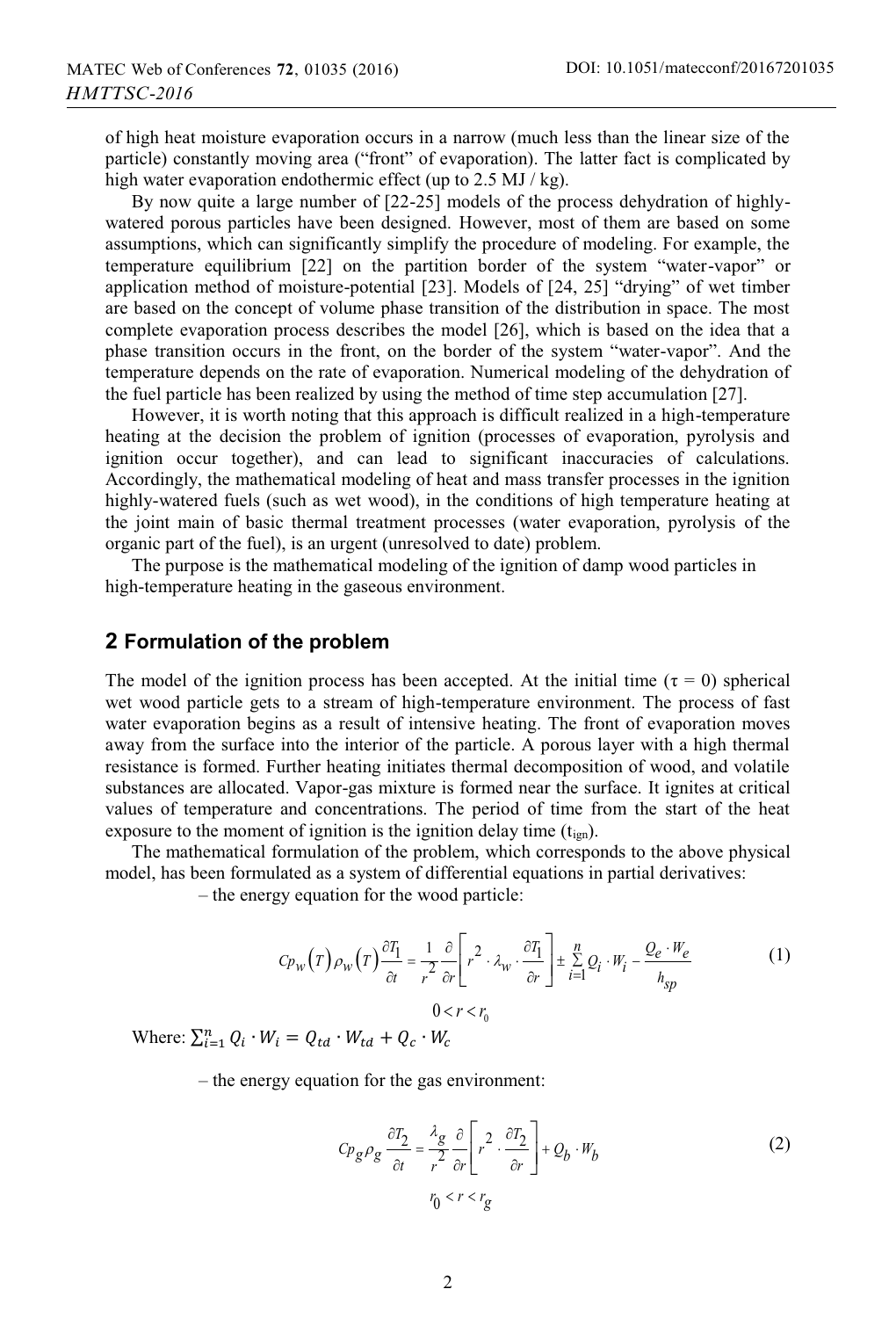of high heat moisture evaporation occurs in a narrow (much less than the linear size of the particle) constantly moving area ("front" of evaporation). The latter fact is complicated by high water evaporation endothermic effect (up to 2.5 MJ / kg).

By now quite a large number of [22-25] models of the process dehydration of highly-watered porous particles have been designed. However, most of them are based on some assumptions, which can significantly simplify the procedure of modeling. For example, the temperature equilibrium [22] on the partition border of the system "water-vapor" or application method of moisture-potential [23]. Models of [24, 25] "drying" of wet timber are based on the concept of volume phase transition of the distribution in space. The most complete evaporation process describes the model [26], which is based on the idea that a phase transition occurs in the front, on the border of the system "water-vapor". And the temperature depends on the rate of evaporation. Numerical modeling of the dehydration of the fuel particle has been realized by using the method of time step accumulation [27].

However, it is worth noting that this approach is difficult realized in a high-temperature heating at the decision the problem of ignition (processes of evaporation, pyrolysis and ignition occur together), and can lead to significant inaccuracies of calculations. Accordingly, the mathematical modeling of heat and mass transfer processes in the ignition highly-watered fuels (such as wet wood), in the conditions of high temperature heating at the joint main of basic thermal treatment processes (water evaporation, pyrolysis of the organic part of the fuel), is an urgent (unresolved to date) problem.

The purpose is the mathematical modeling of the ignition of damp wood particles in high-temperature heating in the gaseous environment.

## 2 Formulation of the problem

The model of the ignition process has been accepted. At the initial time ($\tau = 0$) spherical wet wood particle gets to a stream of high-temperature environment. The process of fast water evaporation begins as a result of intensive heating. The front of evaporation moves away from the surface into the interior of the particle. A porous layer with a high thermal resistance is formed. Further heating initiates thermal decomposition of wood, and volatile substances are allocated. Vapor-gas mixture is formed near the surface. It ignites at critical values of temperature and concentrations. The period of time from the start of the heat exposure to the moment of ignition is the ignition delay time ($t_{ign}$).

The mathematical formulation of the problem, which corresponds to the above physical model, has been formulated as a system of differential equations in partial derivatives:

– the energy equation for the wood particle:

$$Cp_w(T)\rho_w(T)\frac{\partial T_1}{\partial t} = \frac{1}{r^2}\frac{\partial}{\partial r}\left[r^2 \cdot \lambda_w \cdot \frac{\partial T_1}{\partial r}\right] \pm \sum_{i=1}^{n} Q_i \cdot W_i - \frac{Q_e \cdot W_e}{h_{sp}} \tag{1}$$

$$0 < r < r_0$$

Where: $\sum_{i=1}^{n} Q_i \cdot W_i = Q_{td} \cdot W_{td} + Q_c \cdot W_c$

– the energy equation for the gas environment:

$$Cp_g \rho_g \frac{\partial T_2}{\partial t} = \frac{\lambda_g}{r^2}\frac{\partial}{\partial r}\left[r^2 \cdot \frac{\partial T_2}{\partial r}\right] + Q_b \cdot W_b \tag{2}$$

$$r_0 < r < r_g$$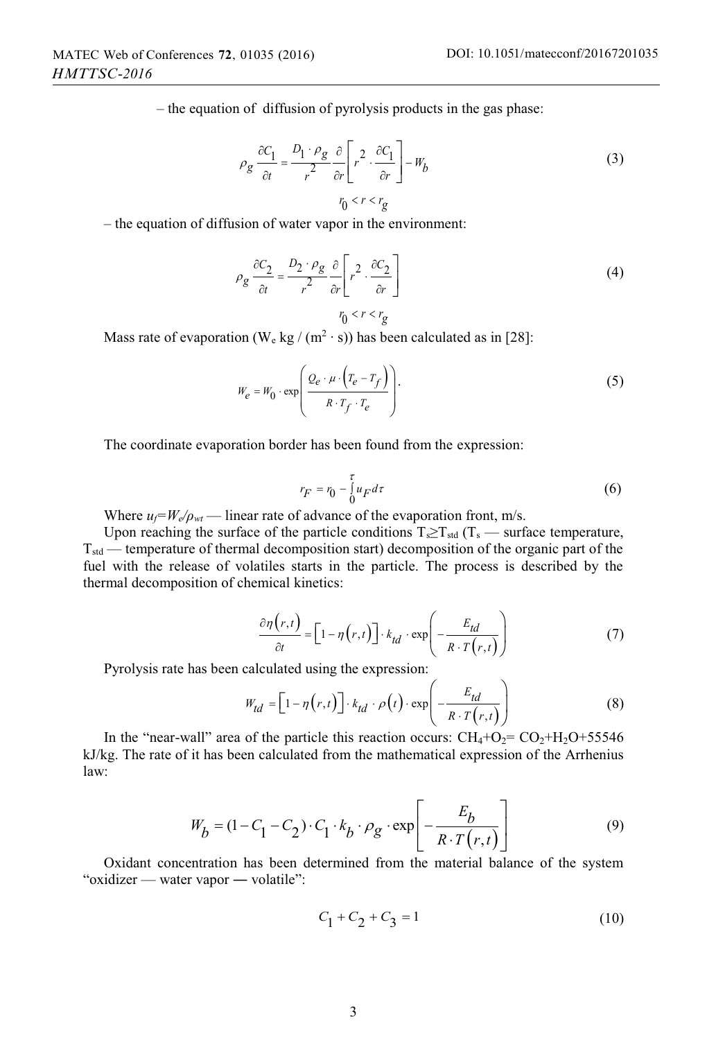– the equation of diffusion of pyrolysis products in the gas phase:

$$\rho_g \frac{\partial C_1}{\partial t} = \frac{D_1 \cdot \rho_g}{r^2} \frac{\partial}{\partial r}\left[ r^2 \cdot \frac{\partial C_1}{\partial r} \right] - W_b \tag{3}$$

$$r_0 < r < r_g$$

– the equation of diffusion of water vapor in the environment:

$$\rho_g \frac{\partial C_2}{\partial t} = \frac{D_2 \cdot \rho_g}{r^2} \frac{\partial}{\partial r}\left[ r^2 \cdot \frac{\partial C_2}{\partial r} \right] \tag{4}$$

$$r_0 < r < r_g$$

Mass rate of evaporation ($W_e$ kg / ($m^2 \cdot$ s)) has been calculated as in [28]:

$$W_e = W_0 \cdot \exp\left( \frac{Q_e \cdot \mu \cdot \left(T_e - T_f\right)}{R \cdot T_f \cdot T_e} \right). \tag{5}$$

The coordinate evaporation border has been found from the expression:

$$r_F = r_0 - \int_0^{\tau} u_F d\tau \tag{6}$$

Where $u_f = W_e/\rho_{wt}$ — linear rate of advance of the evaporation front, m/s.

Upon reaching the surface of the particle conditions $T_s \geq T_{std}$ ($T_s$ — surface temperature, $T_{std}$ — temperature of thermal decomposition start) decomposition of the organic part of the fuel with the release of volatiles starts in the particle. The process is described by the thermal decomposition of chemical kinetics:

$$\frac{\partial \eta(r,t)}{\partial t} = \left[1 - \eta(r,t)\right] \cdot k_{td} \cdot \exp\left( -\frac{E_{td}}{R \cdot T(r,t)} \right) \tag{7}$$

Pyrolysis rate has been calculated using the expression:

$$W_{td} = \left[1 - \eta(r,t)\right] \cdot k_{td} \cdot \rho(t) \cdot \exp\left( -\frac{E_{td}}{R \cdot T(r,t)} \right) \tag{8}$$

In the "near-wall" area of the particle this reaction occurs: $CH_4 + O_2 = CO_2 + H_2O + 55546$ kJ/kg. The rate of it has been calculated from the mathematical expression of the Arrhenius law:

$$W_b = (1 - C_1 - C_2) \cdot C_1 \cdot k_b \cdot \rho_g \cdot \exp\left[ -\frac{E_b}{R \cdot T(r,t)} \right] \tag{9}$$

Oxidant concentration has been determined from the material balance of the system "oxidizer — water vapor — volatile":

$$C_1 + C_2 + C_3 = 1 \tag{10}$$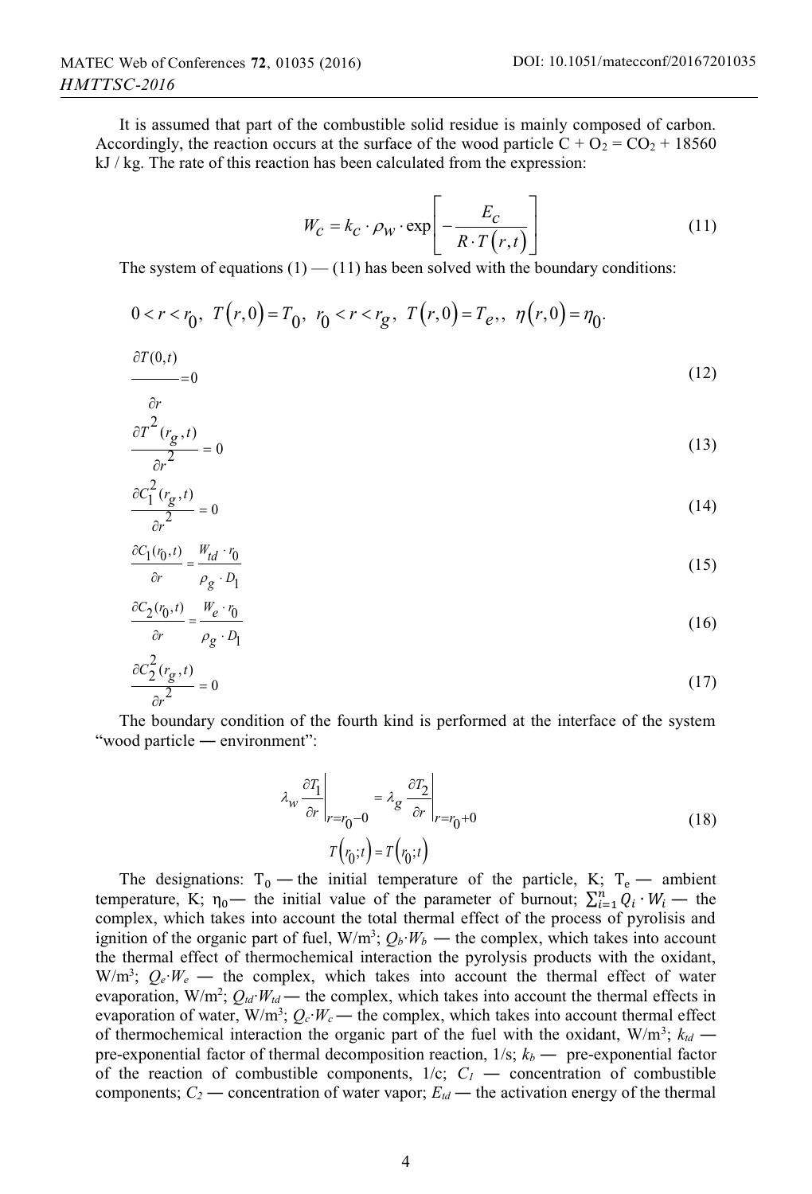It is assumed that part of the combustible solid residue is mainly composed of carbon. Accordingly, the reaction occurs at the surface of the wood particle $C + O_2 = CO_2$ + 18560 kJ / kg. The rate of this reaction has been calculated from the expression:

$$W_C = k_C \cdot \rho_W \cdot \exp\left[-\frac{E_C}{R \cdot T(r,t)}\right] \tag{11}$$

The system of equations (1) — (11) has been solved with the boundary conditions:

$$0 < r < r_0,\ T(r,0) = T_0,\ r_0 < r < r_g,\ T(r,0) = T_e,,\ \eta(r,0) = \eta_0.$$

$$\frac{\partial T(0,t)}{\partial r} = 0 \tag{12}$$

$$\frac{\partial T^2(r_g,t)}{\partial r^2} = 0 \tag{13}$$

$$\frac{\partial C_1^2(r_g,t)}{\partial r^2} = 0 \tag{14}$$

$$\frac{\partial C_1(r_0,t)}{\partial r} = \frac{W_{td} \cdot r_0}{\rho_g \cdot D_1} \tag{15}$$

$$\frac{\partial C_2(r_0,t)}{\partial r} = \frac{W_e \cdot r_0}{\rho_g \cdot D_1} \tag{16}$$

$$\frac{\partial C_2^2(r_g,t)}{\partial r^2} = 0 \tag{17}$$

The boundary condition of the fourth kind is performed at the interface of the system "wood particle — environment":

$$\lambda_w \left.\frac{\partial T_1}{\partial r}\right|_{r=r_0-0} = \lambda_g \left.\frac{\partial T_2}{\partial r}\right|_{r=r_0+0}$$
$$T(r_0;t) = T(r_0;t) \tag{18}$$

The designations: $T_0$ — the initial temperature of the particle, K; $T_e$ — ambient temperature, K; $\eta_0$— the initial value of the parameter of burnout; $\sum_{i=1}^{n} Q_i \cdot W_i$ — the complex, which takes into account the total thermal effect of the process of pyrolisis and ignition of the organic part of fuel, W/m$^3$; $Q_b \cdot W_b$ — the complex, which takes into account the thermal effect of thermochemical interaction the pyrolysis products with the oxidant, W/m$^3$; $Q_e \cdot W_e$ — the complex, which takes into account the thermal effect of water evaporation, W/m$^2$; $Q_{td} \cdot W_{td}$ — the complex, which takes into account the thermal effects in evaporation of water, W/m$^3$; $Q_c \cdot W_c$ — the complex, which takes into account thermal effect of thermochemical interaction the organic part of the fuel with the oxidant, W/m$^3$; $k_{td}$ — pre-exponential factor of thermal decomposition reaction, 1/s; $k_b$ — pre-exponential factor of the reaction of combustible components, 1/c; $C_1$ — concentration of combustible components; $C_2$ — concentration of water vapor; $E_{td}$ — the activation energy of the thermal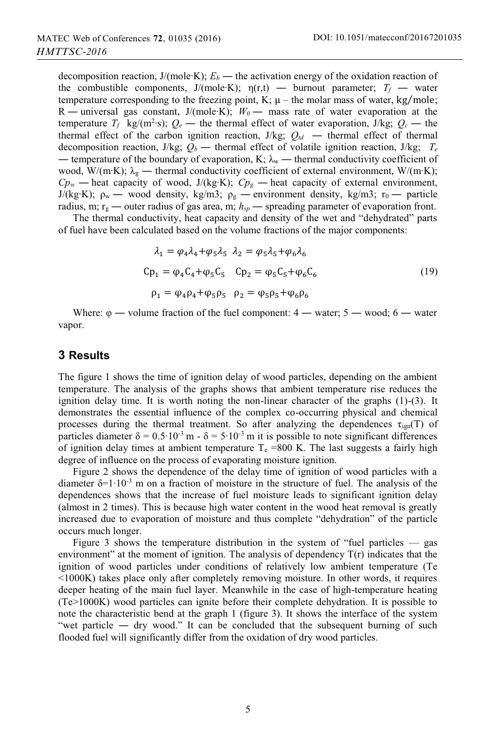decomposition reaction, J/(mole·K); $E_b$ — the activation energy of the oxidation reaction of the combustible components, J/(mole·K); η(r,t) — burnout parameter; $T_f$ — water temperature corresponding to the freezing point, K; μ – the molar mass of water, kg/mole; R — universal gas constant, J/(mole·K); $W_0$ — mass rate of water evaporation at the temperature $T_f$ kg/(m$^2$·s); $Q_e$ — the thermal effect of water evaporation, J/kg; $Q_c$ — the thermal effect of the carbon ignition reaction, J/kg; $Q_{td}$ — thermal effect of thermal decomposition reaction, J/kg; $Q_b$ — thermal effect of volatile ignition reaction, J/kg; $T_e$ — temperature of the boundary of evaporation, K; $\lambda_w$ — thermal conductivity coefficient of wood, W/(m·K); $\lambda_g$ — thermal conductivity coefficient of external environment, W/(m·K); $Cp_w$ — heat capacity of wood, J/(kg·K); $Cp_g$ — heat capacity of external environment, J/(kg·K); $\rho_w$ — wood density, kg/m3; $\rho_g$ — environment density, kg/m3; $r_0$ — particle radius, m; $r_g$ — outer radius of gas area, m; $h_{sp}$ — spreading parameter of evaporation front.

The thermal conductivity, heat capacity and density of the wet and "dehydrated" parts of fuel have been calculated based on the volume fractions of the major components:

$$\lambda_1 = \varphi_4\lambda_4 + \varphi_5\lambda_5 \quad \lambda_2 = \varphi_5\lambda_5 + \varphi_6\lambda_6$$
$$Cp_1 = \varphi_4 C_4 + \varphi_5 C_5 \quad Cp_2 = \varphi_5 C_5 + \varphi_6 C_6 \tag{19}$$
$$\rho_1 = \varphi_4\rho_4 + \varphi_5\rho_5 \quad \rho_2 = \varphi_5\rho_5 + \varphi_6\rho_6$$

Where: φ — volume fraction of the fuel component: 4 — water; 5 — wood; 6 — water vapor.

## 3 Results

The figure 1 shows the time of ignition delay of wood particles, depending on the ambient temperature. The analysis of the graphs shows that ambient temperature rise reduces the ignition delay time. It is worth noting the non-linear character of the graphs (1)-(3). It demonstrates the essential influence of the complex co-occurring physical and chemical processes during the thermal treatment. So after analyzing the dependences $\tau_{ign}(T)$ of particles diameter $\delta = 0.5\cdot10^{-3}$ m - $\delta = 5\cdot10^{-3}$ m it is possible to note significant differences of ignition delay times at ambient temperature $T_e$ =800 K. The last suggests a fairly high degree of influence on the process of evaporating moisture ignition.

Figure 2 shows the dependence of the delay time of ignition of wood particles with a diameter $\delta=1\cdot10^{-3}$ m on a fraction of moisture in the structure of fuel. The analysis of the dependences shows that the increase of fuel moisture leads to significant ignition delay (almost in 2 times). This is because high water content in the wood heat removal is greatly increased due to evaporation of moisture and thus complete "dehydration" of the particle occurs much longer.

Figure 3 shows the temperature distribution in the system of "fuel particles — gas environment" at the moment of ignition. The analysis of dependency T(r) indicates that the ignition of wood particles under conditions of relatively low ambient temperature (Te <1000K) takes place only after completely removing moisture. In other words, it requires deeper heating of the main fuel layer. Meanwhile in the case of high-temperature heating (Te>1000K) wood particles can ignite before their complete dehydration. It is possible to note the characteristic bend at the graph 1 (figure 3). It shows the interface of the system "wet particle — dry wood." It can be concluded that the subsequent burning of such flooded fuel will significantly differ from the oxidation of dry wood particles.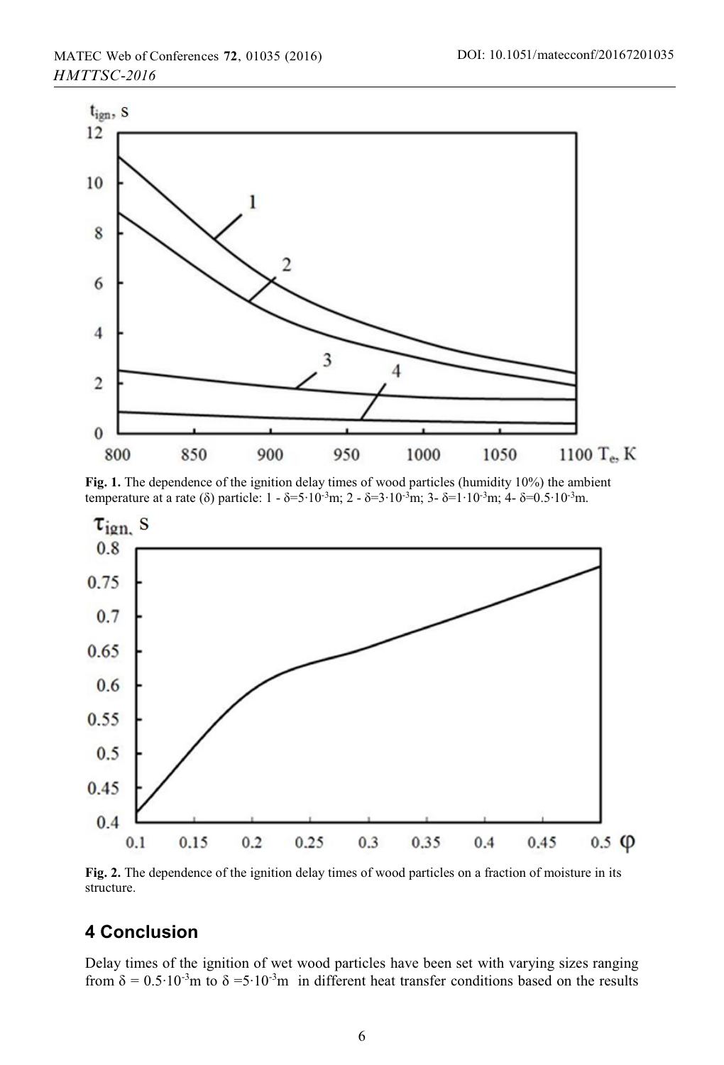**Fig. 1.** The dependence of the ignition delay times of wood particles (humidity 10%) the ambient temperature at a rate (δ) particle: 1 - $\delta=5\cdot10^{-3}$m; 2 - $\delta=3\cdot10^{-3}$m; 3- $\delta=1\cdot10^{-3}$m; 4- $\delta=0.5\cdot10^{-3}$m.

**Fig. 2.** The dependence of the ignition delay times of wood particles on a fraction of moisture in its structure.

## 4 Conclusion

Delay times of the ignition of wet wood particles have been set with varying sizes ranging from $\delta = 0.5\cdot10^{-3}$m to $\delta = 5\cdot10^{-3}$m in different heat transfer conditions based on the results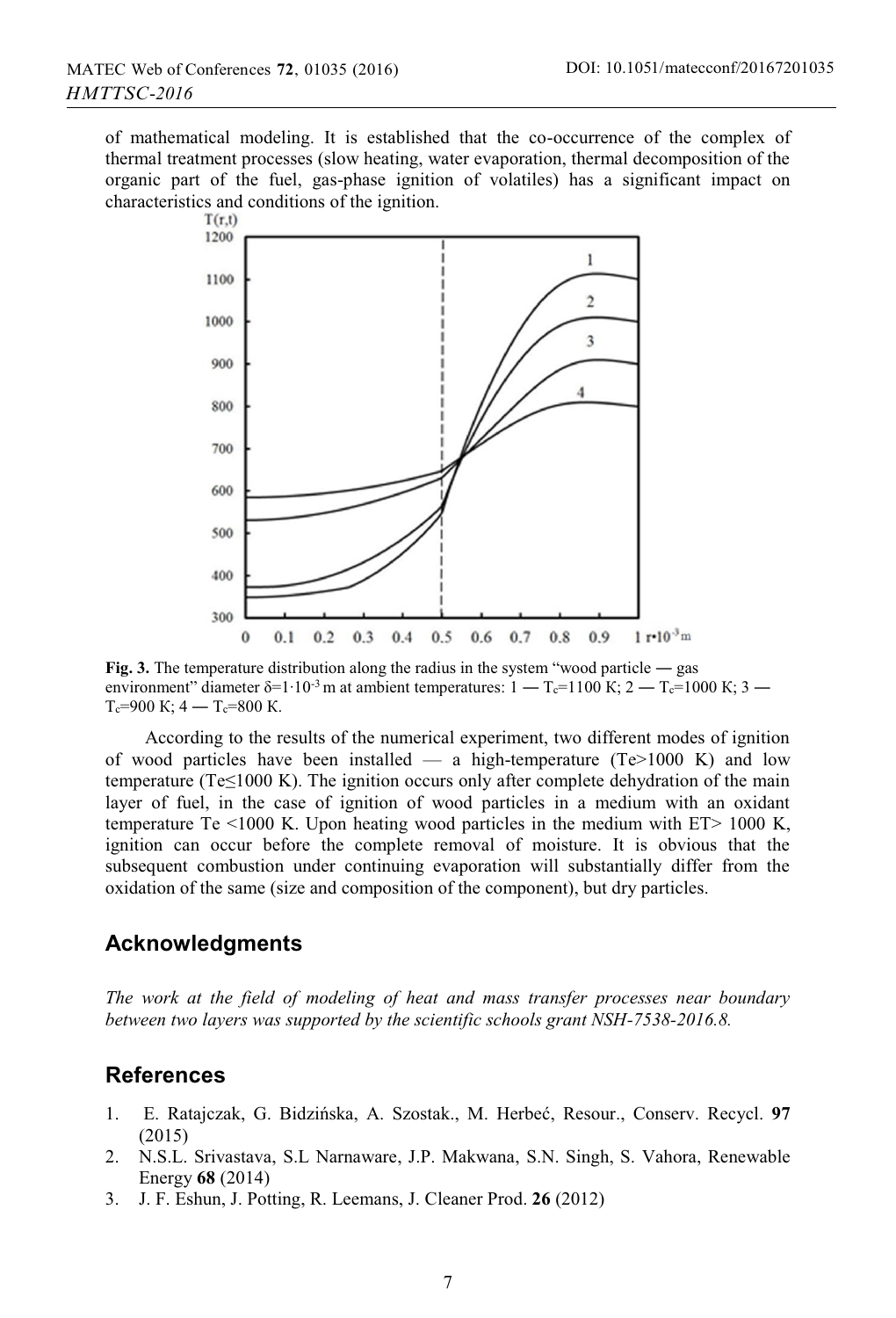of mathematical modeling. It is established that the co-occurrence of the complex of thermal treatment processes (slow heating, water evaporation, thermal decomposition of the organic part of the fuel, gas-phase ignition of volatiles) has a significant impact on characteristics and conditions of the ignition.

**Fig. 3.** The temperature distribution along the radius in the system "wood particle — gas environment" diameter $\delta=1\cdot10^{-3}$ m at ambient temperatures: 1 — $T_c$=1100 K; 2 — $T_c$=1000 K; 3 — $T_c$=900 K; 4 — $T_c$=800 K.

According to the results of the numerical experiment, two different modes of ignition of wood particles have been installed — a high-temperature (Te>1000 K) and low temperature (Te≤1000 K). The ignition occurs only after complete dehydration of the main layer of fuel, in the case of ignition of wood particles in a medium with an oxidant temperature Te <1000 K. Upon heating wood particles in the medium with ET> 1000 K, ignition can occur before the complete removal of moisture. It is obvious that the subsequent combustion under continuing evaporation will substantially differ from the oxidation of the same (size and composition of the component), but dry particles.

## Acknowledgments

*The work at the field of modeling of heat and mass transfer processes near boundary between two layers was supported by the scientific schools grant NSH-7538-2016.8.*

## References

1. E. Ratajczak, G. Bidzińska, A. Szostak., M. Herbeć, Resour., Conserv. Recycl. **97** (2015)
2. N.S.L. Srivastava, S.L Narnaware, J.P. Makwana, S.N. Singh, S. Vahora, Renewable Energy **68** (2014)
3. J. F. Eshun, J. Potting, R. Leemans, J. Cleaner Prod. **26** (2012)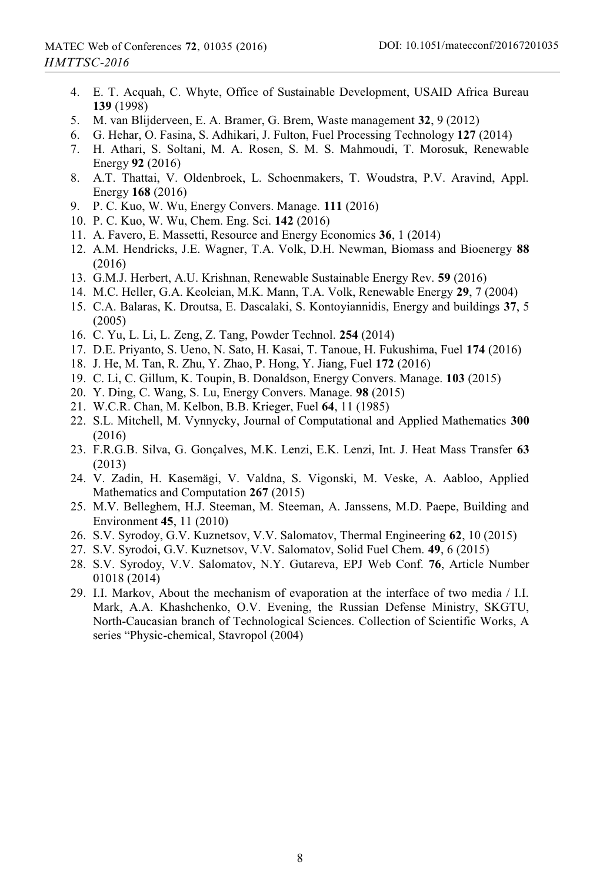4. E. T. Acquah, C. Whyte, Office of Sustainable Development, USAID Africa Bureau **139** (1998)
5. M. van Blijderveen, E. A. Bramer, G. Brem, Waste management **32**, 9 (2012)
6. G. Hehar, O. Fasina, S. Adhikari, J. Fulton, Fuel Processing Technology **127** (2014)
7. H. Athari, S. Soltani, M. A. Rosen, S. M. S. Mahmoudi, T. Morosuk, Renewable Energy **92** (2016)
8. A.T. Thattai, V. Oldenbroek, L. Schoenmakers, T. Woudstra, P.V. Aravind, Appl. Energy **168** (2016)
9. P. C. Kuo, W. Wu, Energy Convers. Manage. **111** (2016)
10. P. C. Kuo, W. Wu, Chem. Eng. Sci. **142** (2016)
11. A. Favero, E. Massetti, Resource and Energy Economics **36**, 1 (2014)
12. A.M. Hendricks, J.E. Wagner, T.A. Volk, D.H. Newman, Biomass and Bioenergy **88** (2016)
13. G.M.J. Herbert, A.U. Krishnan, Renewable Sustainable Energy Rev. **59** (2016)
14. M.C. Heller, G.A. Keoleian, M.K. Mann, T.A. Volk, Renewable Energy **29**, 7 (2004)
15. C.A. Balaras, K. Droutsa, E. Dascalaki, S. Kontoyiannidis, Energy and buildings **37**, 5 (2005)
16. C. Yu, L. Li, L. Zeng, Z. Tang, Powder Technol. **254** (2014)
17. D.E. Priyanto, S. Ueno, N. Sato, H. Kasai, T. Tanoue, H. Fukushima, Fuel **174** (2016)
18. J. He, M. Tan, R. Zhu, Y. Zhao, P. Hong, Y. Jiang, Fuel **172** (2016)
19. C. Li, C. Gillum, K. Toupin, B. Donaldson, Energy Convers. Manage. **103** (2015)
20. Y. Ding, C. Wang, S. Lu, Energy Convers. Manage. **98** (2015)
21. W.C.R. Chan, M. Kelbon, B.B. Krieger, Fuel **64**, 11 (1985)
22. S.L. Mitchell, M. Vynnycky, Journal of Computational and Applied Mathematics **300** (2016)
23. F.R.G.B. Silva, G. Gonçalves, M.K. Lenzi, E.K. Lenzi, Int. J. Heat Mass Transfer **63** (2013)
24. V. Zadin, H. Kasemägi, V. Valdna, S. Vigonski, M. Veske, A. Aabloo, Applied Mathematics and Computation **267** (2015)
25. M.V. Belleghem, H.J. Steeman, M. Steeman, A. Janssens, M.D. Paepe, Building and Environment **45**, 11 (2010)
26. S.V. Syrodoy, G.V. Kuznetsov, V.V. Salomatov, Thermal Engineering **62**, 10 (2015)
27. S.V. Syrodoi, G.V. Kuznetsov, V.V. Salomatov, Solid Fuel Chem. **49**, 6 (2015)
28. S.V. Syrodoy, V.V. Salomatov, N.Y. Gutareva, EPJ Web Conf. **76**, Article Number 01018 (2014)
29. I.I. Markov, About the mechanism of evaporation at the interface of two media / I.I. Mark, A.A. Khashchenko, O.V. Evening, the Russian Defense Ministry, SKGTU, North-Caucasian branch of Technological Sciences. Collection of Scientific Works, A series "Physic-chemical, Stavropol (2004)